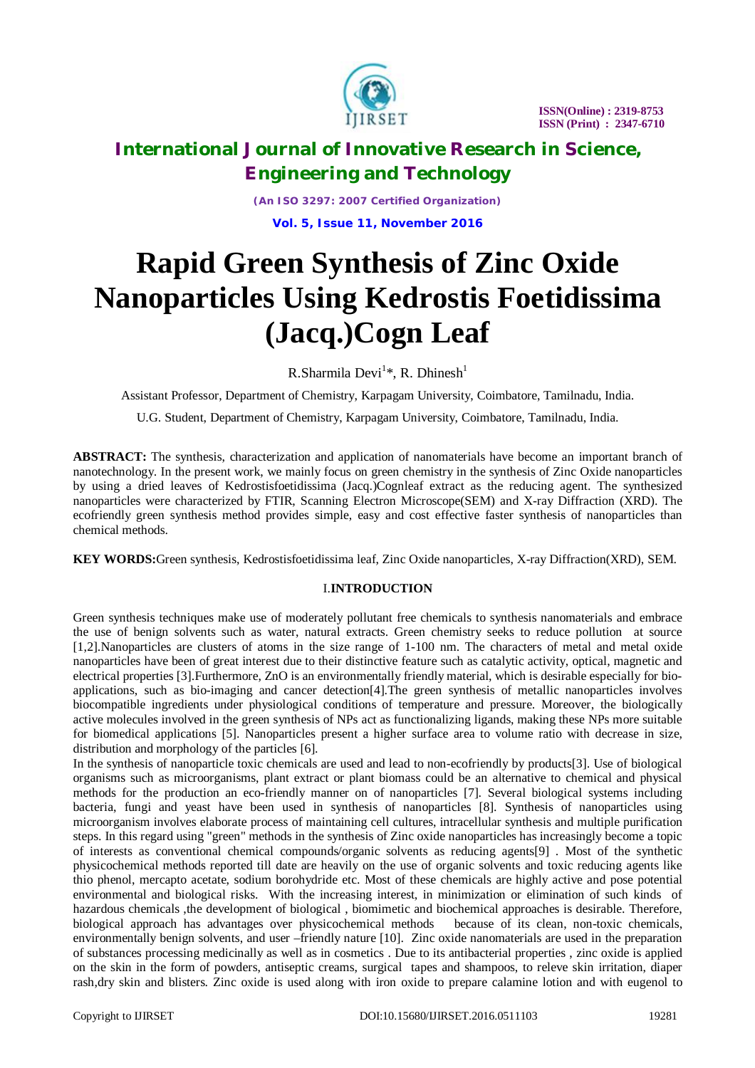# Rapid Green Synthesis of Zinc Oxide Nanoparticles Using Kedrostis Foetidissima (Jacq.)Cogn Leaf

R.Sharmila Devi[1]*, R. Dhinesh[1]

Assistant Professor, Department of Chemistry, Karpagam University, Coimbatore, Tamilnadu, India.

U.G. Student, Department of Chemistry, Karpagam University, Coimbatore, Tamilnadu, India.

**ABSTRACT:** The synthesis, characterization and application of nanomaterials have become an important branch of nanotechnology. In the present work, we mainly focus on green chemistry in the synthesis of Zinc Oxide nanoparticles by using a dried leaves of Kedrostisfoetidissima (Jacq.)Cognleaf extract as the reducing agent. The synthesized nanoparticles were characterized by FTIR, Scanning Electron Microscope(SEM) and X-ray Diffraction (XRD). The ecofriendly green synthesis method provides simple, easy and cost effective faster synthesis of nanoparticles than chemical methods.

**KEY WORDS:** Green synthesis, Kedrostisfoetidissima leaf, Zinc Oxide nanoparticles, X-ray Diffraction(XRD), SEM.

## I. INTRODUCTION

Green synthesis techniques make use of moderately pollutant free chemicals to synthesis nanomaterials and embrace the use of benign solvents such as water, natural extracts. Green chemistry seeks to reduce pollution at source [1,2].Nanoparticles are clusters of atoms in the size range of 1-100 nm. The characters of metal and metal oxide nanoparticles have been of great interest due to their distinctive feature such as catalytic activity, optical, magnetic and electrical properties [3].Furthermore, ZnO is an environmentally friendly material, which is desirable especially for bio-applications, such as bio-imaging and cancer detection[4].The green synthesis of metallic nanoparticles involves biocompatible ingredients under physiological conditions of temperature and pressure. Moreover, the biologically active molecules involved in the green synthesis of NPs act as functionalizing ligands, making these NPs more suitable for biomedical applications [5]. Nanoparticles present a higher surface area to volume ratio with decrease in size, distribution and morphology of the particles [6].

In the synthesis of nanoparticle toxic chemicals are used and lead to non-ecofriendly by products[3]. Use of biological organisms such as microorganisms, plant extract or plant biomass could be an alternative to chemical and physical methods for the production an eco-friendly manner on of nanoparticles [7]. Several biological systems including bacteria, fungi and yeast have been used in synthesis of nanoparticles [8]. Synthesis of nanoparticles using microorganism involves elaborate process of maintaining cell cultures, intracellular synthesis and multiple purification steps. In this regard using "green" methods in the synthesis of Zinc oxide nanoparticles has increasingly become a topic of interests as conventional chemical compounds/organic solvents as reducing agents[9] . Most of the synthetic physicochemical methods reported till date are heavily on the use of organic solvents and toxic reducing agents like thio phenol, mercapto acetate, sodium borohydride etc. Most of these chemicals are highly active and pose potential environmental and biological risks. With the increasing interest, in minimization or elimination of such kinds of hazardous chemicals ,the development of biological , biomimetic and biochemical approaches is desirable. Therefore, biological approach has advantages over physicochemical methods because of its clean, non-toxic chemicals, environmentally benign solvents, and user –friendly nature [10]. Zinc oxide nanomaterials are used in the preparation of substances processing medicinally as well as in cosmetics . Due to its antibacterial properties , zinc oxide is applied on the skin in the form of powders, antiseptic creams, surgical tapes and shampoos, to releve skin irritation, diaper rash,dry skin and blisters. Zinc oxide is used along with iron oxide to prepare calamine lotion and with eugenol to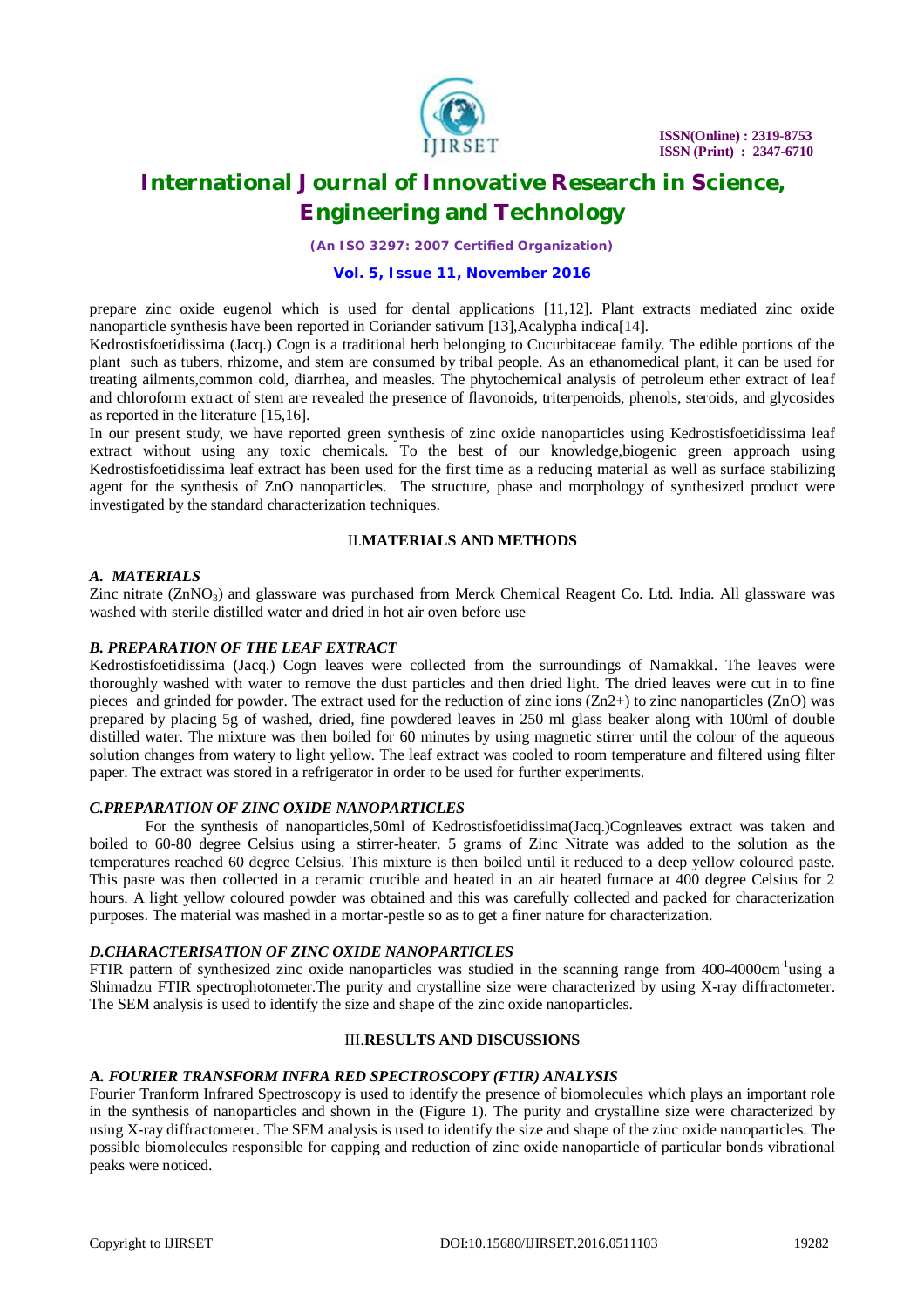prepare zinc oxide eugenol which is used for dental applications [11,12]. Plant extracts mediated zinc oxide nanoparticle synthesis have been reported in Coriander sativum [13],Acalypha indica[14].

Kedrostisfoetidissima (Jacq.) Cogn is a traditional herb belonging to Cucurbitaceae family. The edible portions of the plant such as tubers, rhizome, and stem are consumed by tribal people. As an ethanomedical plant, it can be used for treating ailments,common cold, diarrhea, and measles. The phytochemical analysis of petroleum ether extract of leaf and chloroform extract of stem are revealed the presence of flavonoids, triterpenoids, phenols, steroids, and glycosides as reported in the literature [15,16].

In our present study, we have reported green synthesis of zinc oxide nanoparticles using Kedrostisfoetidissima leaf extract without using any toxic chemicals. To the best of our knowledge,biogenic green approach using Kedrostisfoetidissima leaf extract has been used for the first time as a reducing material as well as surface stabilizing agent for the synthesis of ZnO nanoparticles. The structure, phase and morphology of synthesized product were investigated by the standard characterization techniques.

## II.MATERIALS AND METHODS

### *A. MATERIALS*

Zinc nitrate ($ZnNO_3$) and glassware was purchased from Merck Chemical Reagent Co. Ltd. India. All glassware was washed with sterile distilled water and dried in hot air oven before use

### *B. PREPARATION OF THE LEAF EXTRACT*

Kedrostisfoetidissima (Jacq.) Cogn leaves were collected from the surroundings of Namakkal. The leaves were thoroughly washed with water to remove the dust particles and then dried light. The dried leaves were cut in to fine pieces and grinded for powder. The extract used for the reduction of zinc ions ($Zn^{2+}$) to zinc nanoparticles (ZnO) was prepared by placing 5g of washed, dried, fine powdered leaves in 250 ml glass beaker along with 100ml of double distilled water. The mixture was then boiled for 60 minutes by using magnetic stirrer until the colour of the aqueous solution changes from watery to light yellow. The leaf extract was cooled to room temperature and filtered using filter paper. The extract was stored in a refrigerator in order to be used for further experiments.

### *C.PREPARATION OF ZINC OXIDE NANOPARTICLES*

For the synthesis of nanoparticles,50ml of Kedrostisfoetidissima(Jacq.)Cognleaves extract was taken and boiled to 60-80 degree Celsius using a stirrer-heater. 5 grams of Zinc Nitrate was added to the solution as the temperatures reached 60 degree Celsius. This mixture is then boiled until it reduced to a deep yellow coloured paste. This paste was then collected in a ceramic crucible and heated in an air heated furnace at 400 degree Celsius for 2 hours. A light yellow coloured powder was obtained and this was carefully collected and packed for characterization purposes. The material was mashed in a mortar-pestle so as to get a finer nature for characterization.

### *D.CHARACTERISATION OF ZINC OXIDE NANOPARTICLES*

FTIR pattern of synthesized zinc oxide nanoparticles was studied in the scanning range from 400-4000$cm^{-1}$using a Shimadzu FTIR spectrophotometer.The purity and crystalline size were characterized by using X-ray diffractometer. The SEM analysis is used to identify the size and shape of the zinc oxide nanoparticles.

## III.RESULTS AND DISCUSSIONS

### **A.** *FOURIER TRANSFORM INFRA RED SPECTROSCOPY (FTIR) ANALYSIS*

Fourier Tranform Infrared Spectroscopy is used to identify the presence of biomolecules which plays an important role in the synthesis of nanoparticles and shown in the (Figure 1). The purity and crystalline size were characterized by using X-ray diffractometer. The SEM analysis is used to identify the size and shape of the zinc oxide nanoparticles. The possible biomolecules responsible for capping and reduction of zinc oxide nanoparticle of particular bonds vibrational peaks were noticed.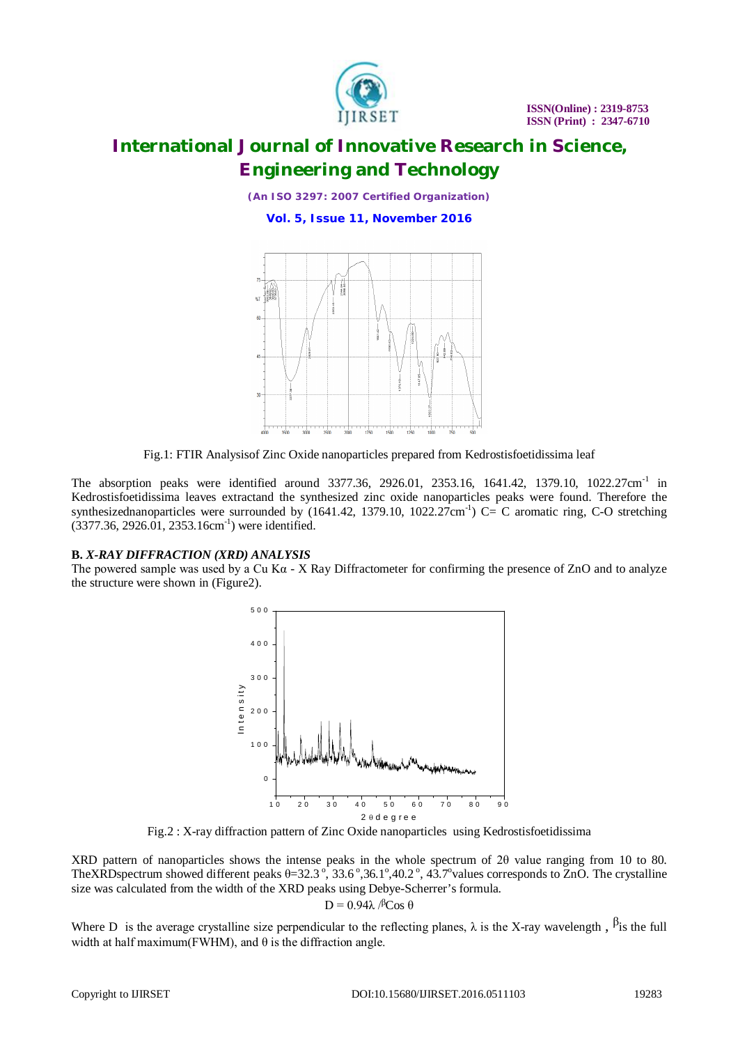Fig.1: FTIR Analysisof Zinc Oxide nanoparticles prepared from Kedrostisfoetidissima leaf

The absorption peaks were identified around 3377.36, 2926.01, 2353.16, 1641.42, 1379.10, 1022.27cm$^{-1}$ in Kedrostisfoetidissima leaves extractand the synthesized zinc oxide nanoparticles peaks were found. Therefore the synthesizednanoparticles were surrounded by (1641.42, 1379.10, 1022.27cm$^{-1}$) C= C aromatic ring, C-O stretching (3377.36, 2926.01, 2353.16cm$^{-1}$) were identified.

### B. *X-RAY DIFFRACTION (XRD) ANALYSIS*

The powered sample was used by a Cu Kα - X Ray Diffractometer for confirming the presence of ZnO and to analyze the structure were shown in (Figure2).

Intensity

2 θ degree

Fig.2 : X-ray diffraction pattern of Zinc Oxide nanoparticles using Kedrostisfoetidissima

XRD pattern of nanoparticles shows the intense peaks in the whole spectrum of 2θ value ranging from 10 to 80. TheXRDspectrum showed different peaks θ=32.3$^{o}$, 33.6$^{o}$,36.1$^{o}$,40.2$^{o}$, 43.7$^{o}$values corresponds to ZnO. The crystalline size was calculated from the width of the XRD peaks using Debye-Scherrer's formula.

$$D = 0.94\lambda / \beta \cos\theta$$

Where D is the average crystalline size perpendicular to the reflecting planes, λ is the X-ray wavelength , $\beta$is the full width at half maximum(FWHM), and θ is the diffraction angle.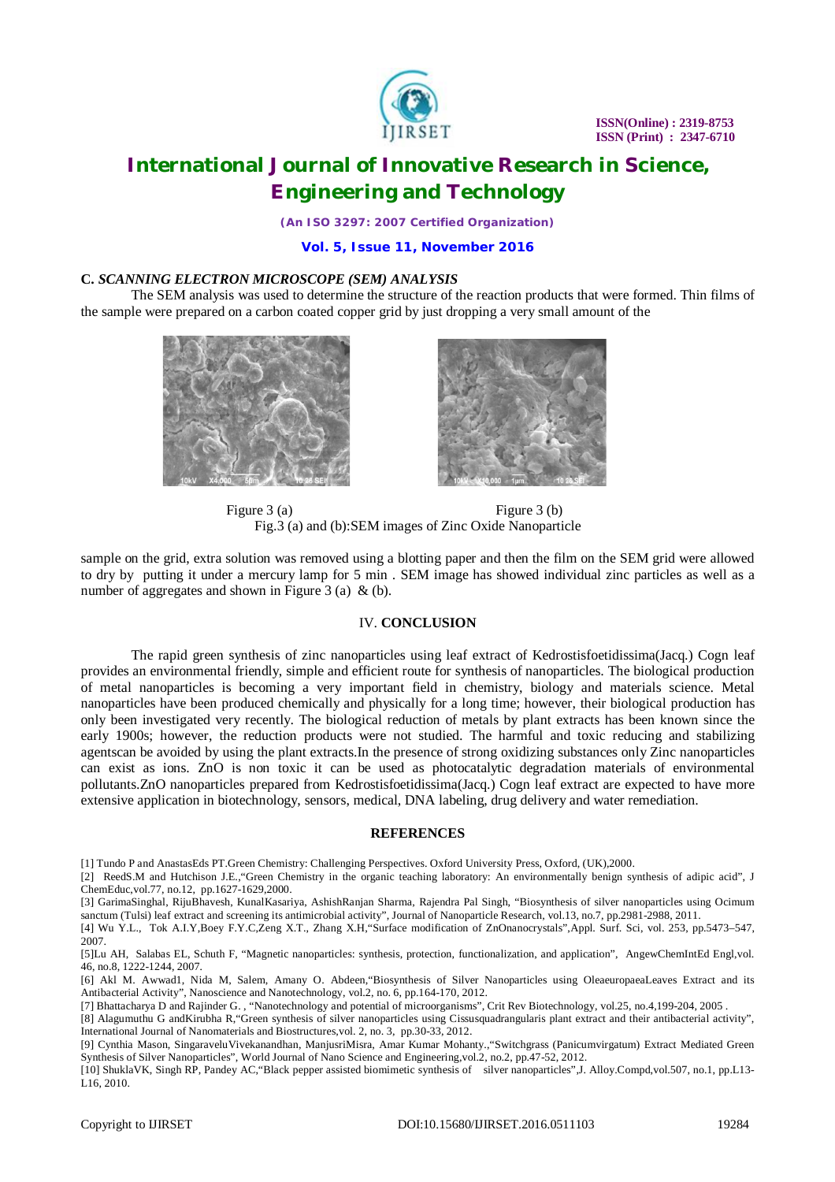### C. *SCANNING ELECTRON MICROSCOPE (SEM) ANALYSIS*

The SEM analysis was used to determine the structure of the reaction products that were formed. Thin films of the sample were prepared on a carbon coated copper grid by just dropping a very small amount of the

Figure 3 (a) Figure 3 (b)

Fig.3 (a) and (b):SEM images of Zinc Oxide Nanoparticle

sample on the grid, extra solution was removed using a blotting paper and then the film on the SEM grid were allowed to dry by putting it under a mercury lamp for 5 min . SEM image has showed individual zinc particles as well as a number of aggregates and shown in Figure 3 (a) & (b).

## IV. CONCLUSION

The rapid green synthesis of zinc nanoparticles using leaf extract of Kedrostisfoetidissima(Jacq.) Cogn leaf provides an environmental friendly, simple and efficient route for synthesis of nanoparticles. The biological production of metal nanoparticles is becoming a very important field in chemistry, biology and materials science. Metal nanoparticles have been produced chemically and physically for a long time; however, their biological production has only been investigated very recently. The biological reduction of metals by plant extracts has been known since the early 1900s; however, the reduction products were not studied. The harmful and toxic reducing and stabilizing agentscan be avoided by using the plant extracts.In the presence of strong oxidizing substances only Zinc nanoparticles can exist as ions. ZnO is non toxic it can be used as photocatalytic degradation materials of environmental pollutants.ZnO nanoparticles prepared from Kedrostisfoetidissima(Jacq.) Cogn leaf extract are expected to have more extensive application in biotechnology, sensors, medical, DNA labeling, drug delivery and water remediation.

## REFERENCES

[1] Tundo P and AnastasEds PT.Green Chemistry: Challenging Perspectives. Oxford University Press, Oxford, (UK),2000.

[2] ReedS.M and Hutchison J.E.,"Green Chemistry in the organic teaching laboratory: An environmentally benign synthesis of adipic acid", J ChemEduc,vol.77, no.12, pp.1627-1629,2000.

[3] GarimaSinghal, RijuBhavesh, KunalKasariya, AshishRanjan Sharma, Rajendra Pal Singh, "Biosynthesis of silver nanoparticles using Ocimum sanctum (Tulsi) leaf extract and screening its antimicrobial activity", Journal of Nanoparticle Research, vol.13, no.7, pp.2981-2988, 2011.

[4] Wu Y.L., Tok A.I.Y,Boey F.Y.C,Zeng X.T., Zhang X.H,"Surface modification of ZnOnanocrystals",Appl. Surf. Sci, vol. 253, pp.5473–547, 2007.

[5]Lu AH, Salabas EL, Schuth F, "Magnetic nanoparticles: synthesis, protection, functionalization, and application", AngewChemIntEd Engl,vol. 46, no.8, 1222-1244, 2007.

[6] Akl M. Awwad1, Nida M, Salem, Amany O. Abdeen,"Biosynthesis of Silver Nanoparticles using OleaeuropaeaLeaves Extract and its Antibacterial Activity", Nanoscience and Nanotechnology, vol.2, no. 6, pp.164-170, 2012.

[7] Bhattacharya D and Rajinder G. , "Nanotechnology and potential of microorganisms", Crit Rev Biotechnology, vol.25, no.4,199-204, 2005 .

[8] Alagumuthu G andKirubha R,"Green synthesis of silver nanoparticles using Cissusquadrangularis plant extract and their antibacterial activity", International Journal of Nanomaterials and Biostructures,vol. 2, no. 3, pp.30-33, 2012.

[9] Cynthia Mason, SingaraveluVivekanandhan, ManjusriMisra, Amar Kumar Mohanty.,"Switchgrass (Panicumvirgatum) Extract Mediated Green Synthesis of Silver Nanoparticles", World Journal of Nano Science and Engineering,vol.2, no.2, pp.47-52, 2012.

[10] ShuklaVK, Singh RP, Pandey AC,"Black pepper assisted biomimetic synthesis of silver nanoparticles",J. Alloy.Compd,vol.507, no.1, pp.L13-L16, 2010.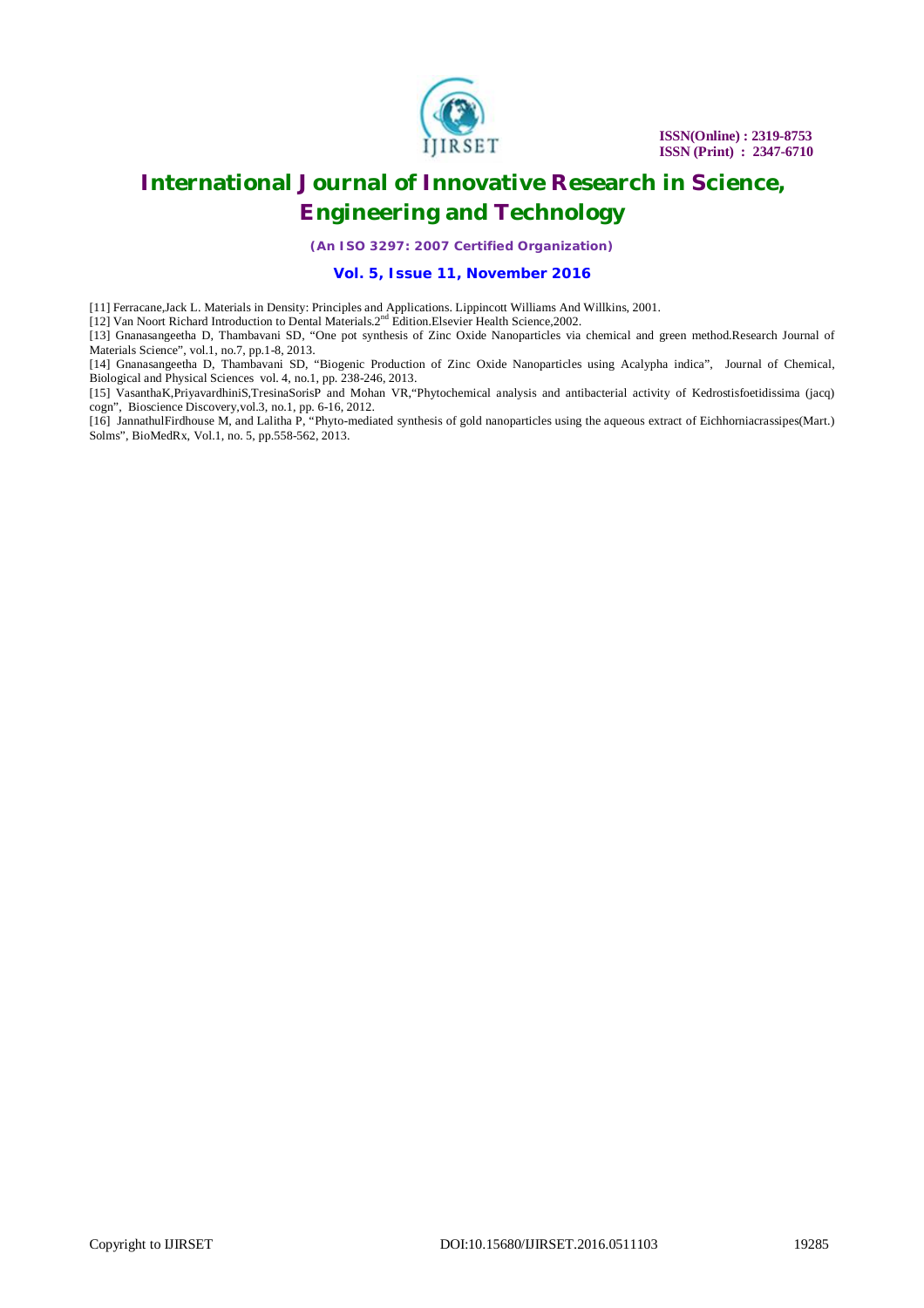[11] Ferracane,Jack L. Materials in Density: Principles and Applications. Lippincott Williams And Willkins, 2001.

[12] Van Noort Richard Introduction to Dental Materials.2nd Edition.Elsevier Health Science,2002.

[13] Gnanasangeetha D, Thambavani SD, "One pot synthesis of Zinc Oxide Nanoparticles via chemical and green method.Research Journal of Materials Science", vol.1, no.7, pp.1-8, 2013.

[14] Gnanasangeetha D, Thambavani SD, "Biogenic Production of Zinc Oxide Nanoparticles using Acalypha indica", Journal of Chemical, Biological and Physical Sciences vol. 4, no.1, pp. 238-246, 2013.

[15] VasanthaK,PriyavardhiniS,TresinaSorisP and Mohan VR,"Phytochemical analysis and antibacterial activity of Kedrostisfoetidissima (jacq) cogn", Bioscience Discovery,vol.3, no.1, pp. 6-16, 2012.

[16] JannathulFirdhouse M, and Lalitha P, "Phyto-mediated synthesis of gold nanoparticles using the aqueous extract of Eichhorniacrassipes(Mart.) Solms", BioMedRx, Vol.1, no. 5, pp.558-562, 2013.